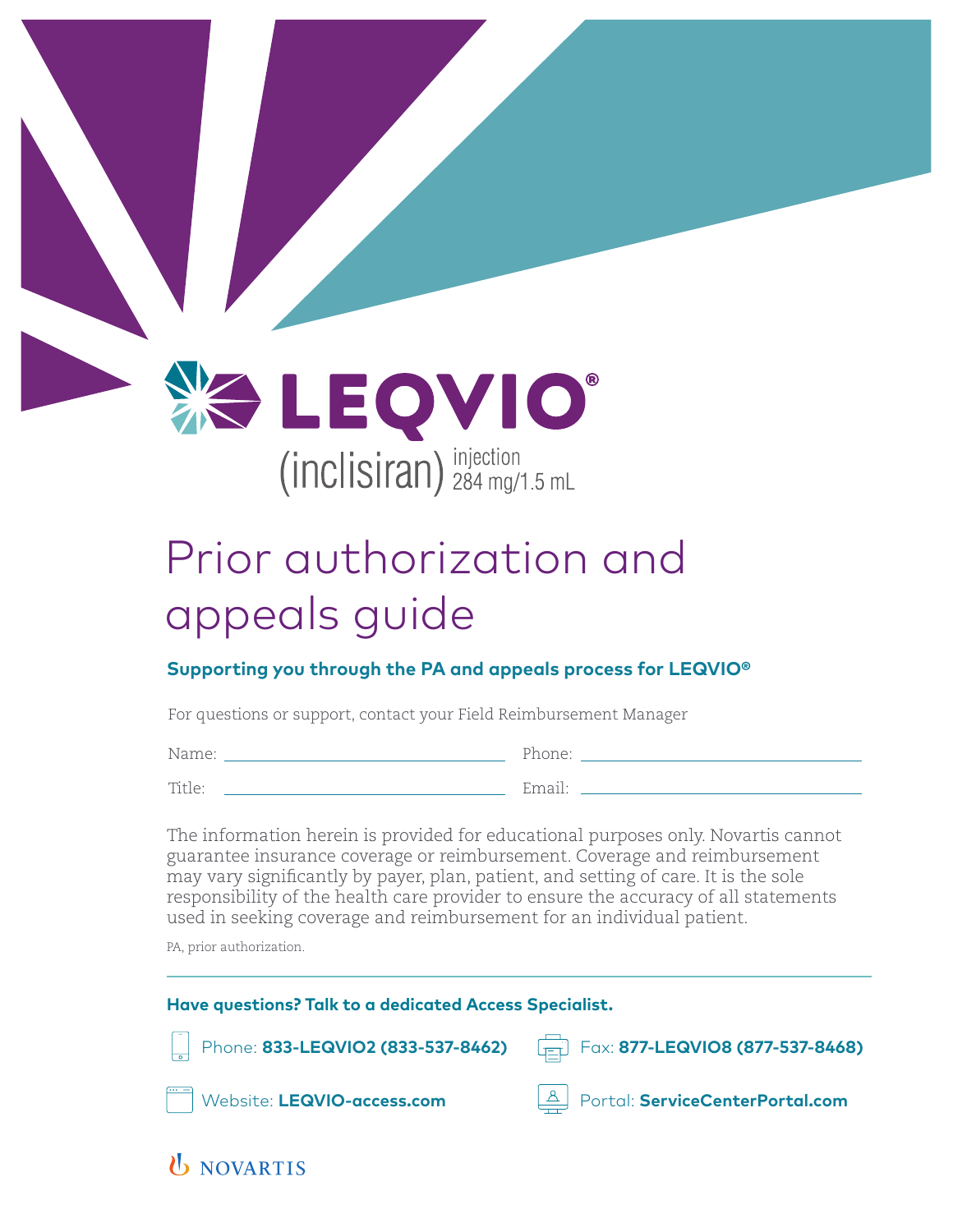# LEQVIO®

(inclisiran) injection 284 mg/1.5 mL

# Prior authorization and appeals guide

**Supporting you through the PA and appeals process for LEQVIO®**

For questions or support, contact your Field Reimbursement Manager

Name: ____________________ Phone: ____________________

Title: ____________________ Email: ____________________

The information herein is provided for educational purposes only. Novartis cannot guarantee insurance coverage or reimbursement. Coverage and reimbursement may vary significantly by payer, plan, patient, and setting of care. It is the sole responsibility of the health care provider to ensure the accuracy of all statements used in seeking coverage and reimbursement for an individual patient.

PA, prior authorization.

**Have questions? Talk to a dedicated Access Specialist.**

Phone: **833-LEQVIO2 (833-537-8462)**

Fax: **877-LEQVIO8 (877-537-8468)**

Website: **LEQVIO-access.com**

Portal: **ServiceCenterPortal.com**

NOVARTIS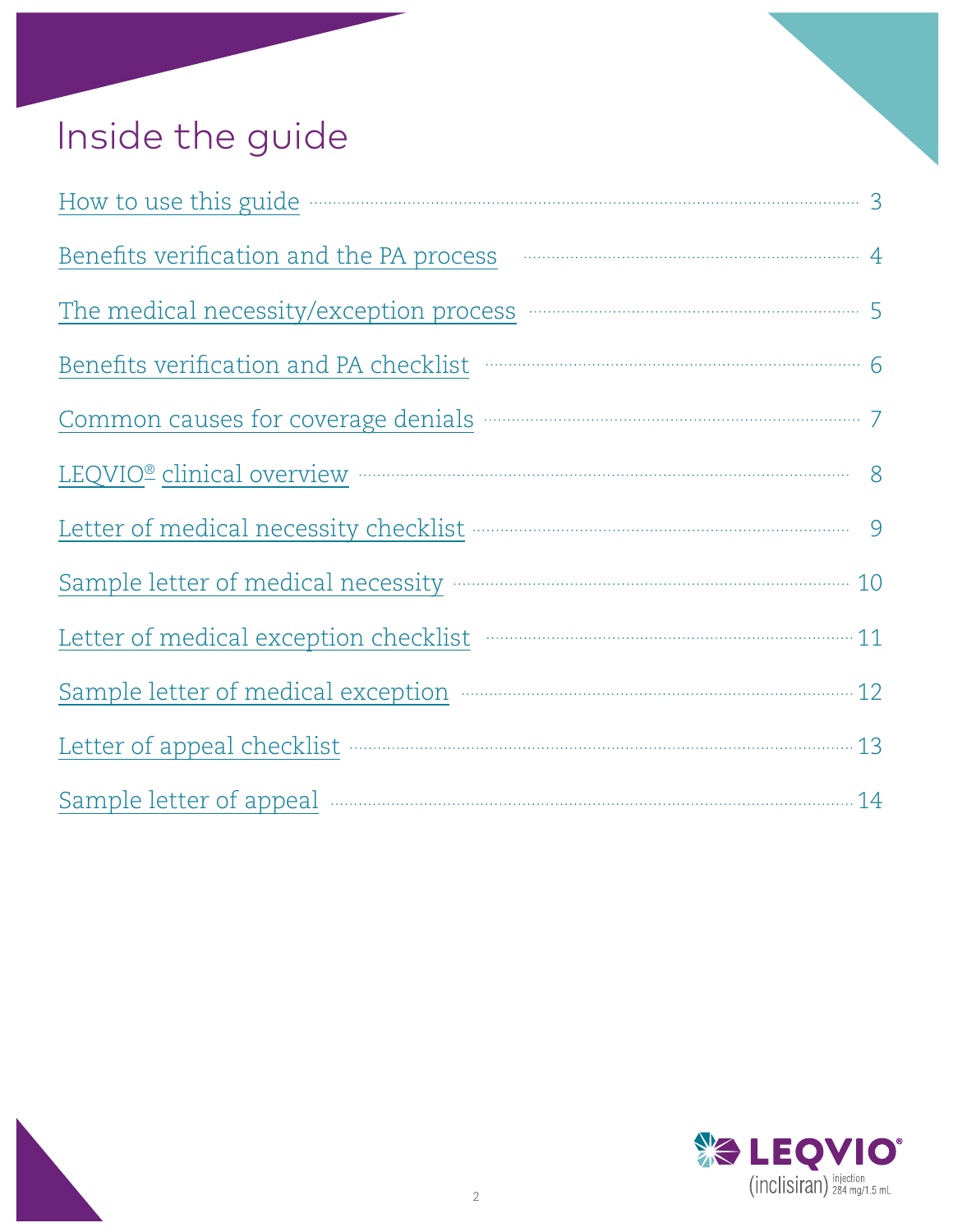# Inside the guide

- How to use this guide ........ 3
- Benefits verification and the PA process ........ 4
- The medical necessity/exception process ........ 5
- Benefits verification and PA checklist ........ 6
- Common causes for coverage denials ........ 7
- LEQVIO® clinical overview ........ 8
- Letter of medical necessity checklist ........ 9
- Sample letter of medical necessity ........ 10
- Letter of medical exception checklist ........ 11
- Sample letter of medical exception ........ 12
- Letter of appeal checklist ........ 13
- Sample letter of appeal ........ 14

LEQVIO® (inclisiran) injection 284 mg/1.5 mL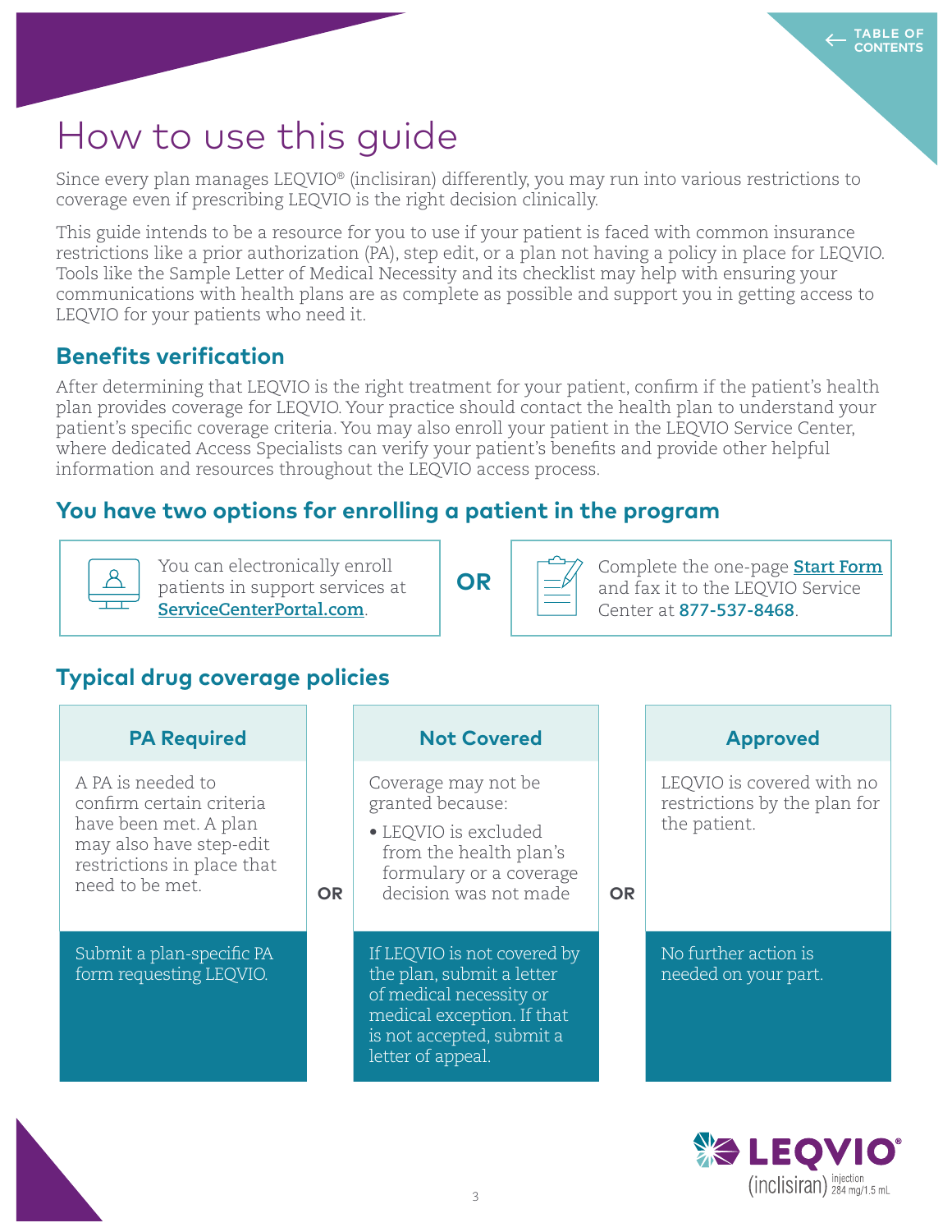# How to use this guide

Since every plan manages LEQVIO® (inclisiran) differently, you may run into various restrictions to coverage even if prescribing LEQVIO is the right decision clinically.

This guide intends to be a resource for you to use if your patient is faced with common insurance restrictions like a prior authorization (PA), step edit, or a plan not having a policy in place for LEQVIO. Tools like the Sample Letter of Medical Necessity and its checklist may help with ensuring your communications with health plans are as complete as possible and support you in getting access to LEQVIO for your patients who need it.

## Benefits verification

After determining that LEQVIO is the right treatment for your patient, confirm if the patient's health plan provides coverage for LEQVIO. Your practice should contact the health plan to understand your patient's specific coverage criteria. You may also enroll your patient in the LEQVIO Service Center, where dedicated Access Specialists can verify your patient's benefits and provide other helpful information and resources throughout the LEQVIO access process.

## You have two options for enrolling a patient in the program

You can electronically enroll patients in support services at **ServiceCenterPortal.com**.

**OR**

Complete the one-page **Start Form** and fax it to the LEQVIO Service Center at **877-537-8468**.

## Typical drug coverage policies

| PA Required | | Not Covered | | Approved |
|---|---|---|---|---|
| A PA is needed to confirm certain criteria have been met. A plan may also have step-edit restrictions in place that need to be met. | **OR** | Coverage may not be granted because:<br>• LEQVIO is excluded from the health plan's formulary or a coverage decision was not made | **OR** | LEQVIO is covered with no restrictions by the plan for the patient. |
| Submit a plan-specific PA form requesting LEQVIO. | | If LEQVIO is not covered by the plan, submit a letter of medical necessity or medical exception. If that is not accepted, submit a letter of appeal. | | No further action is needed on your part. |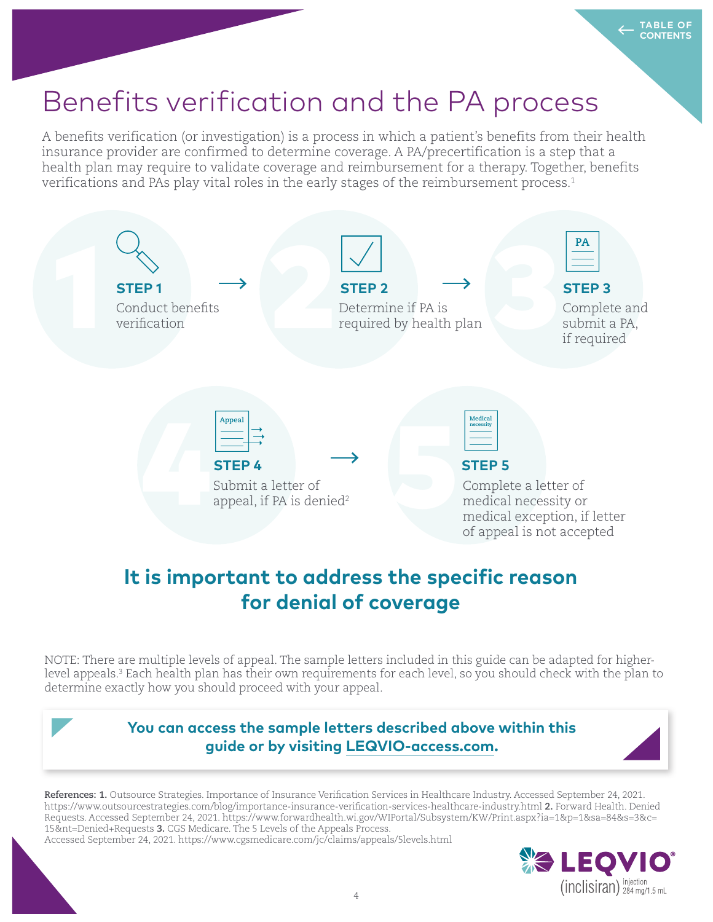# Benefits verification and the PA process

A benefits verification (or investigation) is a process in which a patient's benefits from their health insurance provider are confirmed to determine coverage. A PA/precertification is a step that a health plan may require to validate coverage and reimbursement for a therapy. Together, benefits verifications and PAs play vital roles in the early stages of the reimbursement process.[1]

**STEP 1**
Conduct benefits verification

→

**STEP 2**
Determine if PA is required by health plan

→

**STEP 3**
Complete and submit a PA, if required

**STEP 4**
Submit a letter of appeal, if PA is denied[2]

→

**STEP 5**
Complete a letter of medical necessity or medical exception, if letter of appeal is not accepted

## It is important to address the specific reason for denial of coverage

NOTE: There are multiple levels of appeal. The sample letters included in this guide can be adapted for higher-level appeals.[3] Each health plan has their own requirements for each level, so you should check with the plan to determine exactly how you should proceed with your appeal.

**You can access the sample letters described above within this guide or by visiting LEQVIO-access.com.**

**References: 1.** Outsource Strategies. Importance of Insurance Verification Services in Healthcare Industry. Accessed September 24, 2021. https://www.outsourcestrategies.com/blog/importance-insurance-verification-services-healthcare-industry.html **2.** Forward Health. Denied Requests. Accessed September 24, 2021. https://www.forwardhealth.wi.gov/WIPortal/Subsystem/KW/Print.aspx?ia=1&p=1&sa=84&s=3&c=15&nt=Denied+Requests **3.** CGS Medicare. The 5 Levels of the Appeals Process. Accessed September 24, 2021. https://www.cgsmedicare.com/jc/claims/appeals/5levels.html

LEQVIO® (inclisiran) injection 284 mg/1.5 mL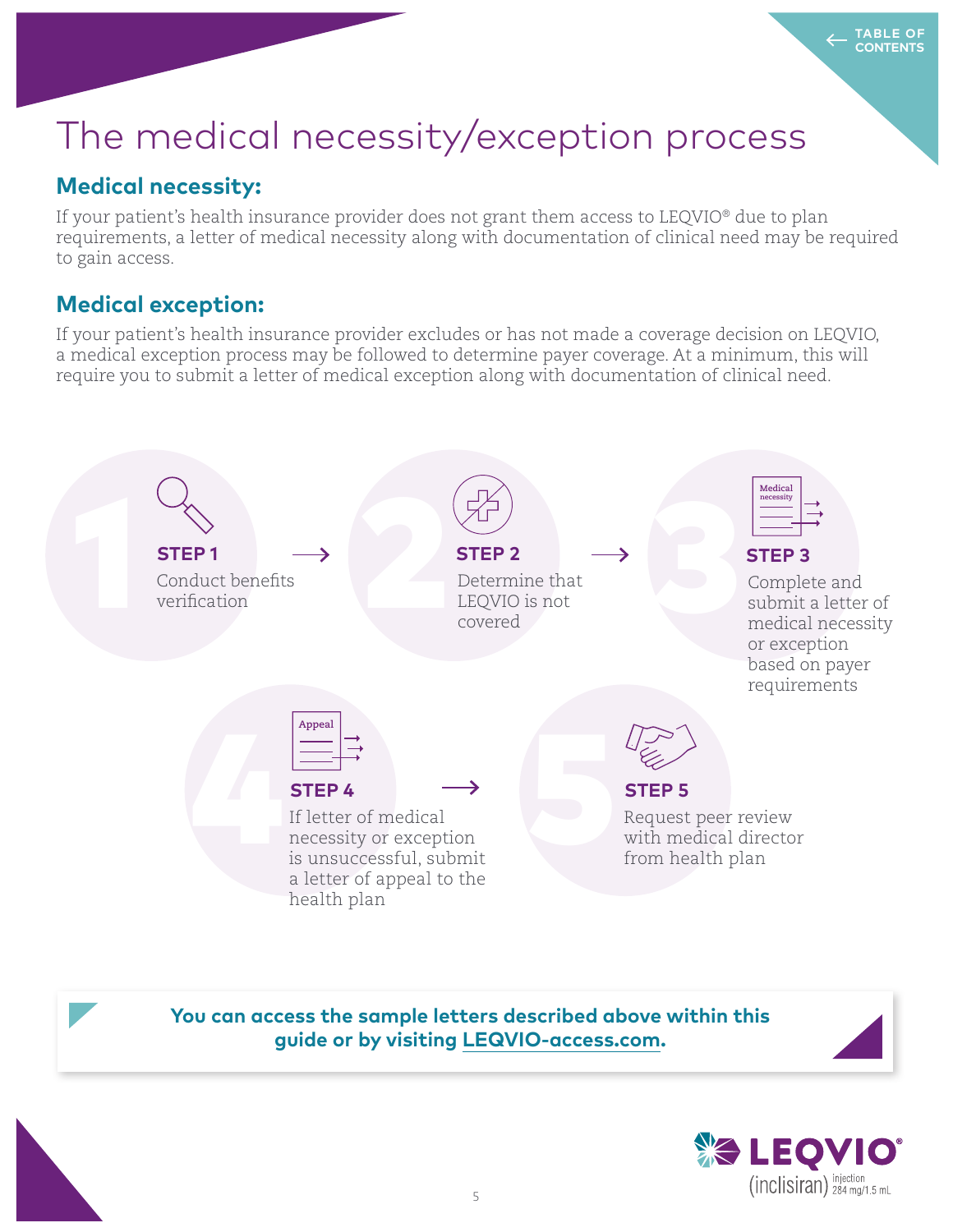# The medical necessity/exception process

## Medical necessity:

If your patient's health insurance provider does not grant them access to LEQVIO® due to plan requirements, a letter of medical necessity along with documentation of clinical need may be required to gain access.

## Medical exception:

If your patient's health insurance provider excludes or has not made a coverage decision on LEQVIO, a medical exception process may be followed to determine payer coverage. At a minimum, this will require you to submit a letter of medical exception along with documentation of clinical need.

**STEP 1**
Conduct benefits verification

**STEP 2**
Determine that LEQVIO is not covered

**STEP 3**
Complete and submit a letter of medical necessity or exception based on payer requirements

**STEP 4**
If letter of medical necessity or exception is unsuccessful, submit a letter of appeal to the health plan

**STEP 5**
Request peer review with medical director from health plan

**You can access the sample letters described above within this guide or by visiting LEQVIO-access.com.**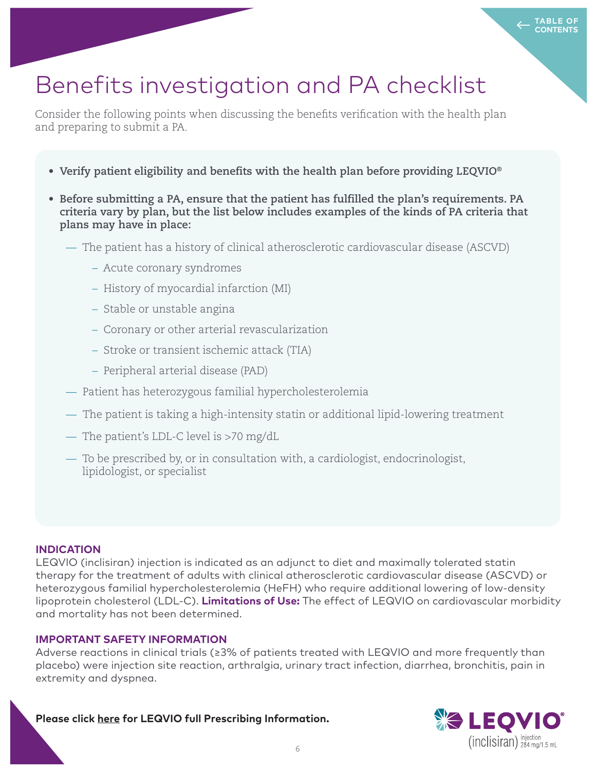# Benefits investigation and PA checklist

Consider the following points when discussing the benefits verification with the health plan and preparing to submit a PA.

- **Verify patient eligibility and benefits with the health plan before providing LEQVIO®**
- **Before submitting a PA, ensure that the patient has fulfilled the plan's requirements. PA criteria vary by plan, but the list below includes examples of the kinds of PA criteria that plans may have in place:**
  - The patient has a history of clinical atherosclerotic cardiovascular disease (ASCVD)
    - Acute coronary syndromes
    - History of myocardial infarction (MI)
    - Stable or unstable angina
    - Coronary or other arterial revascularization
    - Stroke or transient ischemic attack (TIA)
    - Peripheral arterial disease (PAD)
  - Patient has heterozygous familial hypercholesterolemia
  - The patient is taking a high-intensity statin or additional lipid-lowering treatment
  - The patient's LDL-C level is >70 mg/dL
  - To be prescribed by, or in consultation with, a cardiologist, endocrinologist, lipidologist, or specialist

### INDICATION

LEQVIO (inclisiran) injection is indicated as an adjunct to diet and maximally tolerated statin therapy for the treatment of adults with clinical atherosclerotic cardiovascular disease (ASCVD) or heterozygous familial hypercholesterolemia (HeFH) who require additional lowering of low-density lipoprotein cholesterol (LDL-C). **Limitations of Use:** The effect of LEQVIO on cardiovascular morbidity and mortality has not been determined.

### IMPORTANT SAFETY INFORMATION

Adverse reactions in clinical trials (≥3% of patients treated with LEQVIO and more frequently than placebo) were injection site reaction, arthralgia, urinary tract infection, diarrhea, bronchitis, pain in extremity and dyspnea.

**Please click here for LEQVIO full Prescribing Information.**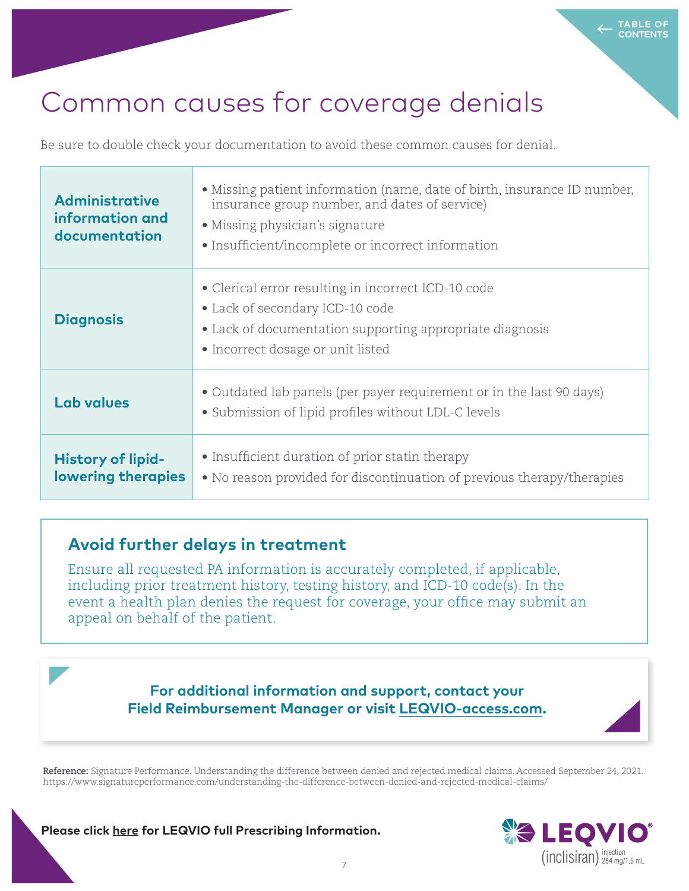# Common causes for coverage denials

Be sure to double check your documentation to avoid these common causes for denial.

| | |
|---|---|
| **Administrative information and documentation** | • Missing patient information (name, date of birth, insurance ID number, insurance group number, and dates of service)<br>• Missing physician's signature<br>• Insufficient/incomplete or incorrect information |
| **Diagnosis** | • Clerical error resulting in incorrect ICD-10 code<br>• Lack of secondary ICD-10 code<br>• Lack of documentation supporting appropriate diagnosis<br>• Incorrect dosage or unit listed |
| **Lab values** | • Outdated lab panels (per payer requirement or in the last 90 days)<br>• Submission of lipid profiles without LDL-C levels |
| **History of lipid-lowering therapies** | • Insufficient duration of prior statin therapy<br>• No reason provided for discontinuation of previous therapy/therapies |

## Avoid further delays in treatment

Ensure all requested PA information is accurately completed, if applicable, including prior treatment history, testing history, and ICD-10 code(s). In the event a health plan denies the request for coverage, your office may submit an appeal on behalf of the patient.

**For additional information and support, contact your Field Reimbursement Manager or visit LEQVIO-access.com.**

**Reference:** Signature Performance. Understanding the difference between denied and rejected medical claims. Accessed September 24, 2021. https://www.signatureperformance.com/understanding-the-difference-between-denied-and-rejected-medical-claims/

**Please click here for LEQVIO full Prescribing Information.**

LEQVIO® (inclisiran) injection 284 mg/1.5 mL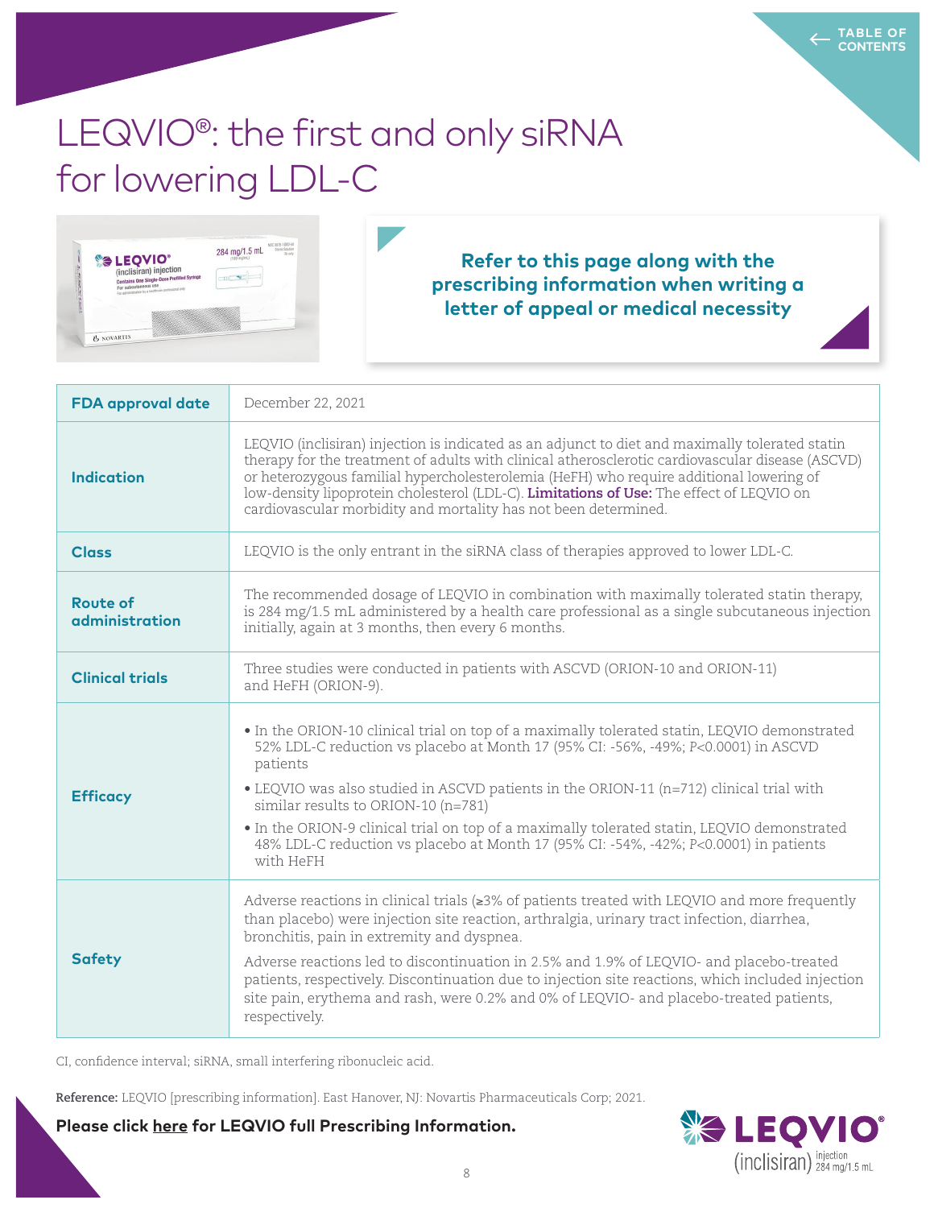# LEQVIO®: the first and only siRNA for lowering LDL-C

**Refer to this page along with the prescribing information when writing a letter of appeal or medical necessity**

| | |
|---|---|
| **FDA approval date** | December 22, 2021 |
| **Indication** | LEQVIO (inclisiran) injection is indicated as an adjunct to diet and maximally tolerated statin therapy for the treatment of adults with clinical atherosclerotic cardiovascular disease (ASCVD) or heterozygous familial hypercholesterolemia (HeFH) who require additional lowering of low-density lipoprotein cholesterol (LDL-C). **Limitations of Use:** The effect of LEQVIO on cardiovascular morbidity and mortality has not been determined. |
| **Class** | LEQVIO is the only entrant in the siRNA class of therapies approved to lower LDL-C. |
| **Route of administration** | The recommended dosage of LEQVIO in combination with maximally tolerated statin therapy, is 284 mg/1.5 mL administered by a health care professional as a single subcutaneous injection initially, again at 3 months, then every 6 months. |
| **Clinical trials** | Three studies were conducted in patients with ASCVD (ORION-10 and ORION-11) and HeFH (ORION-9). |
| **Efficacy** | • In the ORION-10 clinical trial on top of a maximally tolerated statin, LEQVIO demonstrated 52% LDL-C reduction vs placebo at Month 17 (95% CI: -56%, -49%; *P*<0.0001) in ASCVD patients<br>• LEQVIO was also studied in ASCVD patients in the ORION-11 (n=712) clinical trial with similar results to ORION-10 (n=781)<br>• In the ORION-9 clinical trial on top of a maximally tolerated statin, LEQVIO demonstrated 48% LDL-C reduction vs placebo at Month 17 (95% CI: -54%, -42%; *P*<0.0001) in patients with HeFH |
| **Safety** | Adverse reactions in clinical trials (≥3% of patients treated with LEQVIO and more frequently than placebo) were injection site reaction, arthralgia, urinary tract infection, diarrhea, bronchitis, pain in extremity and dyspnea.<br>Adverse reactions led to discontinuation in 2.5% and 1.9% of LEQVIO- and placebo-treated patients, respectively. Discontinuation due to injection site reactions, which included injection site pain, erythema and rash, were 0.2% and 0% of LEQVIO- and placebo-treated patients, respectively. |

CI, confidence interval; siRNA, small interfering ribonucleic acid.

**Reference:** LEQVIO [prescribing information]. East Hanover, NJ: Novartis Pharmaceuticals Corp; 2021.

**Please click here for LEQVIO full Prescribing Information.**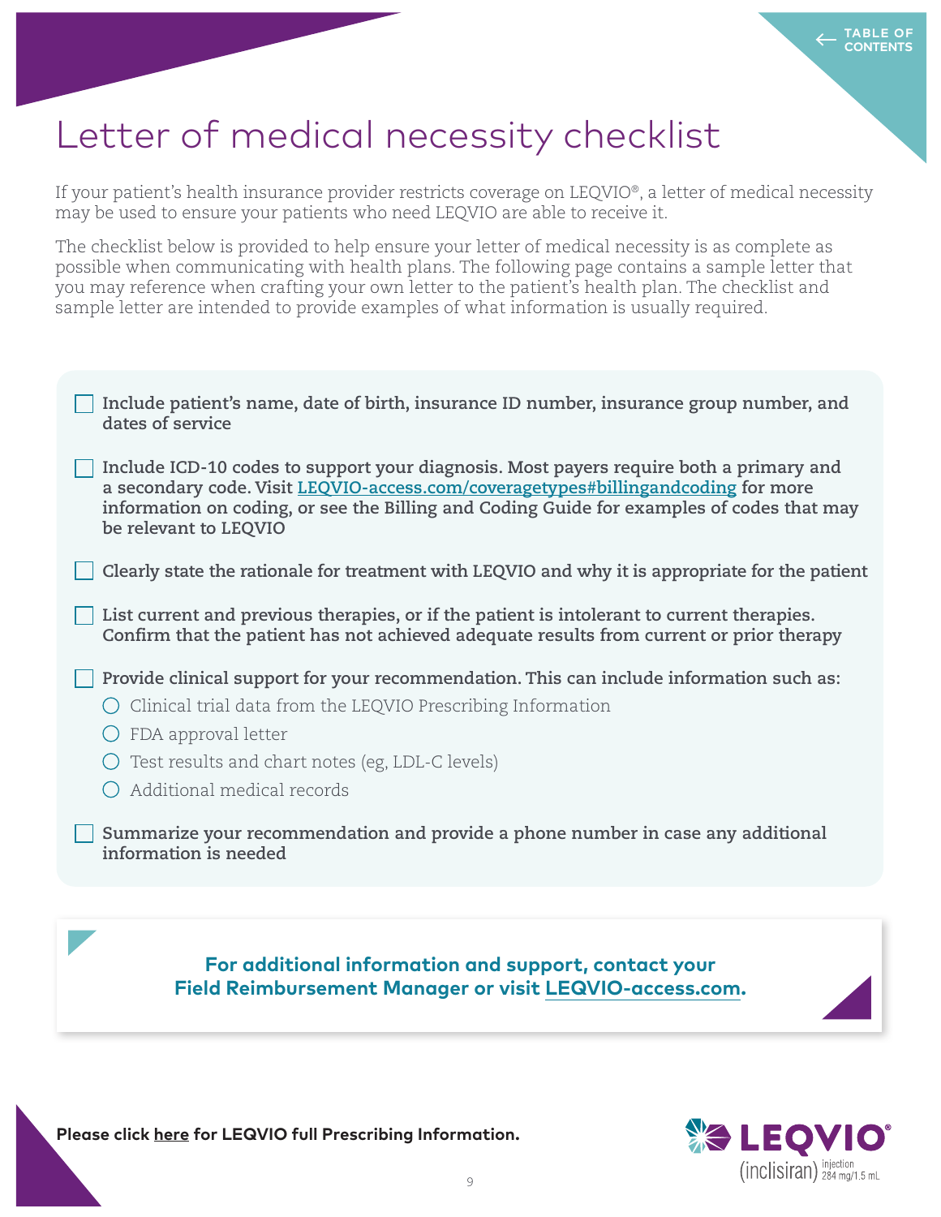# Letter of medical necessity checklist

If your patient's health insurance provider restricts coverage on LEQVIO®, a letter of medical necessity may be used to ensure your patients who need LEQVIO are able to receive it.

The checklist below is provided to help ensure your letter of medical necessity is as complete as possible when communicating with health plans. The following page contains a sample letter that you may reference when crafting your own letter to the patient's health plan. The checklist and sample letter are intended to provide examples of what information is usually required.

- ☐ **Include patient's name, date of birth, insurance ID number, insurance group number, and dates of service**
- ☐ **Include ICD-10 codes to support your diagnosis. Most payers require both a primary and a secondary code. Visit LEQVIO-access.com/coveragetypes#billingandcoding for more information on coding, or see the Billing and Coding Guide for examples of codes that may be relevant to LEQVIO**
- ☐ **Clearly state the rationale for treatment with LEQVIO and why it is appropriate for the patient**
- ☐ **List current and previous therapies, or if the patient is intolerant to current therapies. Confirm that the patient has not achieved adequate results from current or prior therapy**
- ☐ **Provide clinical support for your recommendation. This can include information such as:**
  - ○ Clinical trial data from the LEQVIO Prescribing Information
  - ○ FDA approval letter
  - ○ Test results and chart notes (eg, LDL-C levels)
  - ○ Additional medical records
- ☐ **Summarize your recommendation and provide a phone number in case any additional information is needed**

**For additional information and support, contact your Field Reimbursement Manager or visit LEQVIO-access.com.**

**Please click here for LEQVIO full Prescribing Information.**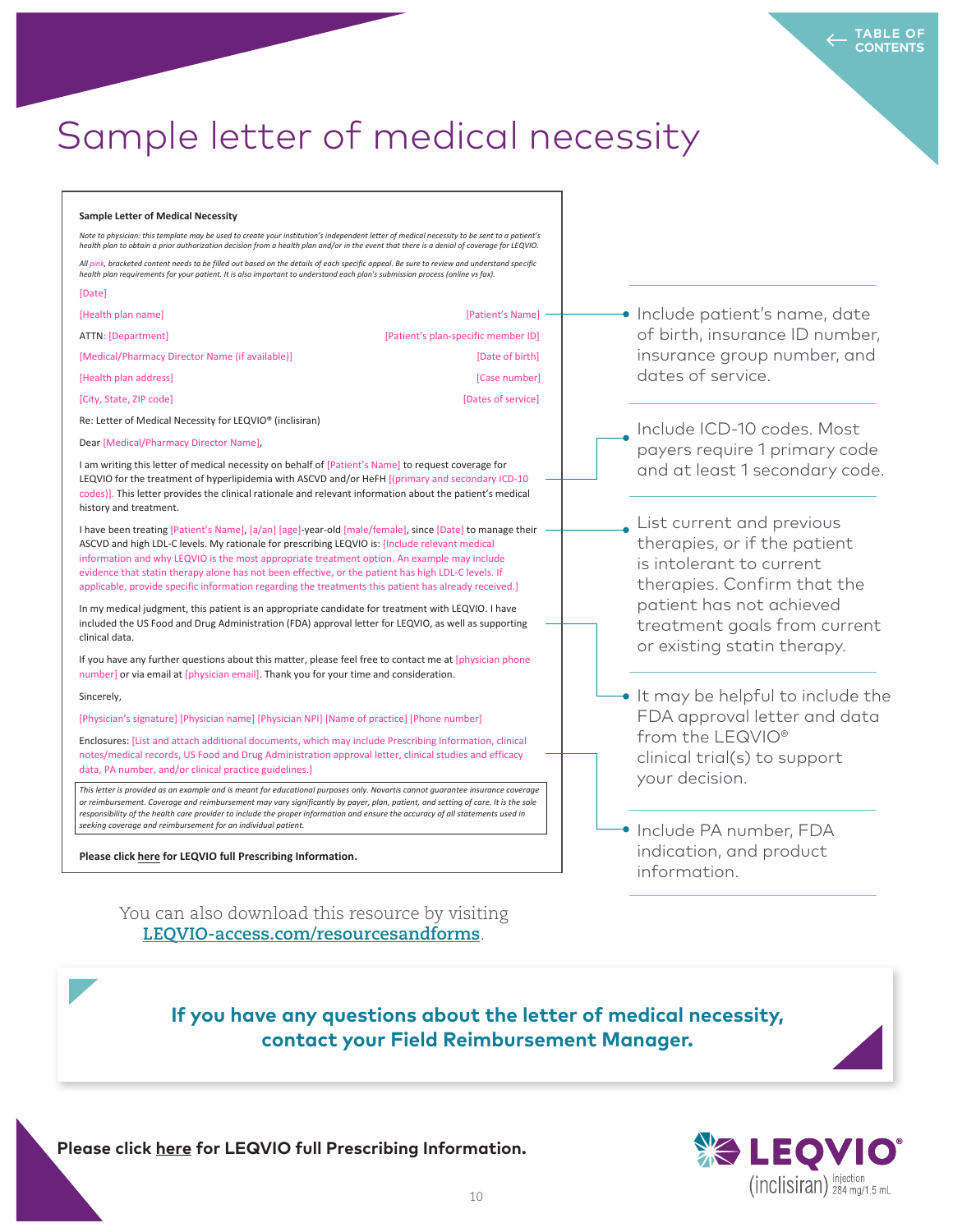# Sample letter of medical necessity

**Sample Letter of Medical Necessity**

*Note to physician: this template may be used to create your institution's independent letter of medical necessity to be sent to a patient's health plan to obtain a prior authorization decision from a health plan and/or in the event that there is a denial of coverage for LEQVIO.*

*All pink, bracketed content needs to be filled out based on the details of each specific appeal. Be sure to review and understand specific health plan requirements for your patient. It is also important to understand each plan's submission process (online vs fax).*

[Date]

[Health plan name]
ATTN: [Department]
[Medical/Pharmacy Director Name (if available)]
[Health plan address]
[City, State, ZIP code]

[Patient's Name]
[Patient's plan-specific member ID]
[Date of birth]
[Case number]
[Dates of service]

Re: Letter of Medical Necessity for LEQVIO® (inclisiran)

Dear [Medical/Pharmacy Director Name],

I am writing this letter of medical necessity on behalf of [Patient's Name] to request coverage for LEQVIO for the treatment of hyperlipidemia with ASCVD and/or HeFH [(primary and secondary ICD-10 codes)]. This letter provides the clinical rationale and relevant information about the patient's medical history and treatment.

I have been treating [Patient's Name], [a/an] [age]-year-old [male/female], since [Date] to manage their ASCVD and high LDL-C levels. My rationale for prescribing LEQVIO is: [Include relevant medical information and why LEQVIO is the most appropriate treatment option. An example may include evidence that statin therapy alone has not been effective, or the patient has high LDL-C levels. If applicable, provide specific information regarding the treatments this patient has already received.]

In my medical judgment, this patient is an appropriate candidate for treatment with LEQVIO. I have included the US Food and Drug Administration (FDA) approval letter for LEQVIO, as well as supporting clinical data.

If you have any further questions about this matter, please feel free to contact me at [physician phone number] or via email at [physician email]. Thank you for your time and consideration.

Sincerely,

[Physician's signature] [Physician name] [Physician NPI] [Name of practice] [Phone number]

Enclosures: [List and attach additional documents, which may include Prescribing Information, clinical notes/medical records, US Food and Drug Administration approval letter, clinical studies and efficacy data, PA number, and/or clinical practice guidelines.]

*This letter is provided as an example and is meant for educational purposes only. Novartis cannot guarantee insurance coverage or reimbursement. Coverage and reimbursement may vary significantly by payer, plan, patient, and setting of care. It is the sole responsibility of the health care provider to include the proper information and ensure the accuracy of all statements used in seeking coverage and reimbursement for an individual patient.*

**Please click here for LEQVIO full Prescribing Information.**

- Include patient's name, date of birth, insurance ID number, insurance group number, and dates of service.
- Include ICD-10 codes. Most payers require 1 primary code and at least 1 secondary code.
- List current and previous therapies, or if the patient is intolerant to current therapies. Confirm that the patient has not achieved treatment goals from current or existing statin therapy.
- It may be helpful to include the FDA approval letter and data from the LEQVIO® clinical trial(s) to support your decision.
- Include PA number, FDA indication, and product information.

You can also download this resource by visiting LEQVIO-access.com/resourcesandforms.

**If you have any questions about the letter of medical necessity, contact your Field Reimbursement Manager.**

**Please click here for LEQVIO full Prescribing Information.**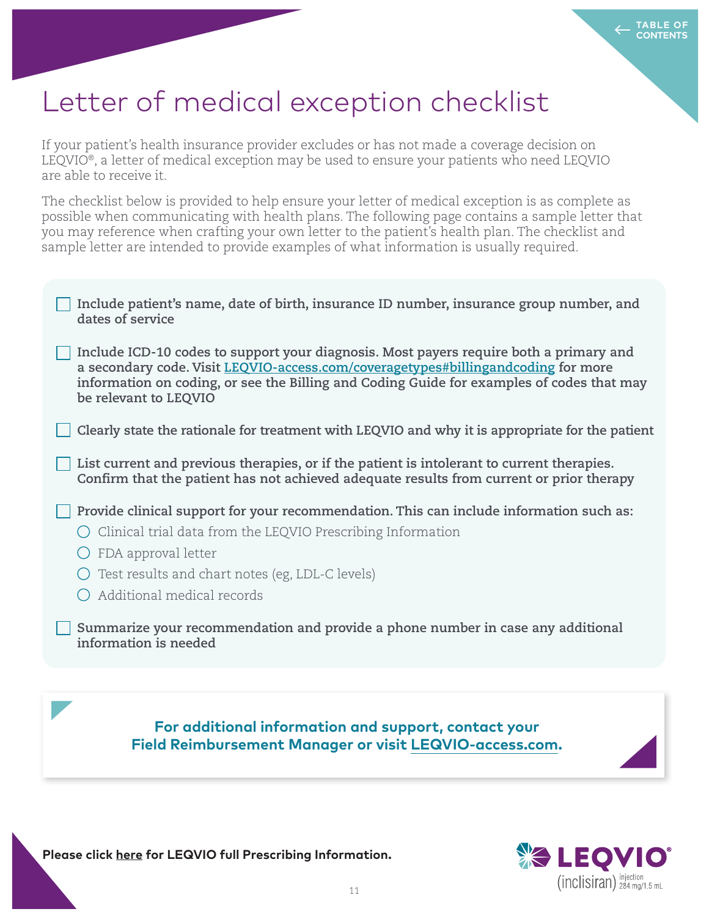# Letter of medical exception checklist

If your patient's health insurance provider excludes or has not made a coverage decision on LEQVIO®, a letter of medical exception may be used to ensure your patients who need LEQVIO are able to receive it.

The checklist below is provided to help ensure your letter of medical exception is as complete as possible when communicating with health plans. The following page contains a sample letter that you may reference when crafting your own letter to the patient's health plan. The checklist and sample letter are intended to provide examples of what information is usually required.

- [ ] **Include patient's name, date of birth, insurance ID number, insurance group number, and dates of service**
- [ ] **Include ICD-10 codes to support your diagnosis. Most payers require both a primary and a secondary code. Visit [LEQVIO-access.com/coveragetypes#billingandcoding](LEQVIO-access.com/coveragetypes#billingandcoding) for more information on coding, or see the Billing and Coding Guide for examples of codes that may be relevant to LEQVIO**
- [ ] **Clearly state the rationale for treatment with LEQVIO and why it is appropriate for the patient**
- [ ] **List current and previous therapies, or if the patient is intolerant to current therapies. Confirm that the patient has not achieved adequate results from current or prior therapy**
- [ ] **Provide clinical support for your recommendation. This can include information such as:**
  - Clinical trial data from the LEQVIO Prescribing Information
  - FDA approval letter
  - Test results and chart notes (eg, LDL-C levels)
  - Additional medical records
- [ ] **Summarize your recommendation and provide a phone number in case any additional information is needed**

**For additional information and support, contact your Field Reimbursement Manager or visit [LEQVIO-access.com](LEQVIO-access.com).**

**Please click here for LEQVIO full Prescribing Information.**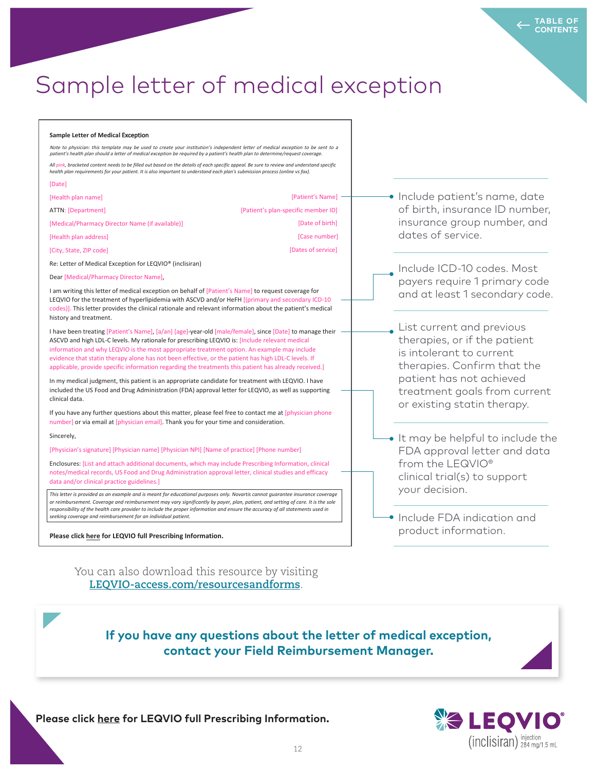# Sample letter of medical exception

**Sample Letter of Medical Exception**

*Note to physician: this template may be used to create your institution's independent letter of medical exception to be sent to a patient's health plan should a letter of medical exception be required by a patient's health plan to determine/request coverage.*

*All pink, bracketed content needs to be filled out based on the details of each specific appeal. Be sure to review and understand specific health plan requirements for your patient. It is also important to understand each plan's submission process (online vs fax).*

[Date]

[Health plan name]
ATTN: [Department]
[Medical/Pharmacy Director Name (if available)]
[Health plan address]
[City, State, ZIP code]

[Patient's Name]
[Patient's plan-specific member ID]
[Date of birth]
[Case number]
[Dates of service]

Re: Letter of Medical Exception for LEQVIO® (inclisiran)

Dear [Medical/Pharmacy Director Name],

I am writing this letter of medical exception on behalf of [Patient's Name] to request coverage for LEQVIO for the treatment of hyperlipidemia with ASCVD and/or HeFH [(primary and secondary ICD-10 codes)]. This letter provides the clinical rationale and relevant information about the patient's medical history and treatment.

I have been treating [Patient's Name], [a/an] [age]-year-old [male/female], since [Date] to manage their ASCVD and high LDL-C levels. My rationale for prescribing LEQVIO is: [Include relevant medical information and why LEQVIO is the most appropriate treatment option. An example may include evidence that statin therapy alone has not been effective, or the patient has high LDL-C levels. If applicable, provide specific information regarding the treatments this patient has already received.]

In my medical judgment, this patient is an appropriate candidate for treatment with LEQVIO. I have included the US Food and Drug Administration (FDA) approval letter for LEQVIO, as well as supporting clinical data.

If you have any further questions about this matter, please feel free to contact me at [physician phone number] or via email at [physician email]. Thank you for your time and consideration.

Sincerely,

[Physician's signature] [Physician name] [Physician NPI] [Name of practice] [Phone number]

Enclosures: [List and attach additional documents, which may include Prescribing Information, clinical notes/medical records, US Food and Drug Administration approval letter, clinical studies and efficacy data and/or clinical practice guidelines.]

*This letter is provided as an example and is meant for educational purposes only. Novartis cannot guarantee insurance coverage or reimbursement. Coverage and reimbursement may vary significantly by payer, plan, patient, and setting of care. It is the sole responsibility of the health care provider to include the proper information and ensure the accuracy of all statements used in seeking coverage and reimbursement for an individual patient.*

**Please click here for LEQVIO full Prescribing Information.**

- Include patient's name, date of birth, insurance ID number, insurance group number, and dates of service.
- Include ICD-10 codes. Most payers require 1 primary code and at least 1 secondary code.
- List current and previous therapies, or if the patient is intolerant to current therapies. Confirm that the patient has not achieved treatment goals from current or existing statin therapy.
- It may be helpful to include the FDA approval letter and data from the LEQVIO® clinical trial(s) to support your decision.
- Include FDA indication and product information.

You can also download this resource by visiting LEQVIO-access.com/resourcesandforms.

**If you have any questions about the letter of medical exception, contact your Field Reimbursement Manager.**

**Please click here for LEQVIO full Prescribing Information.**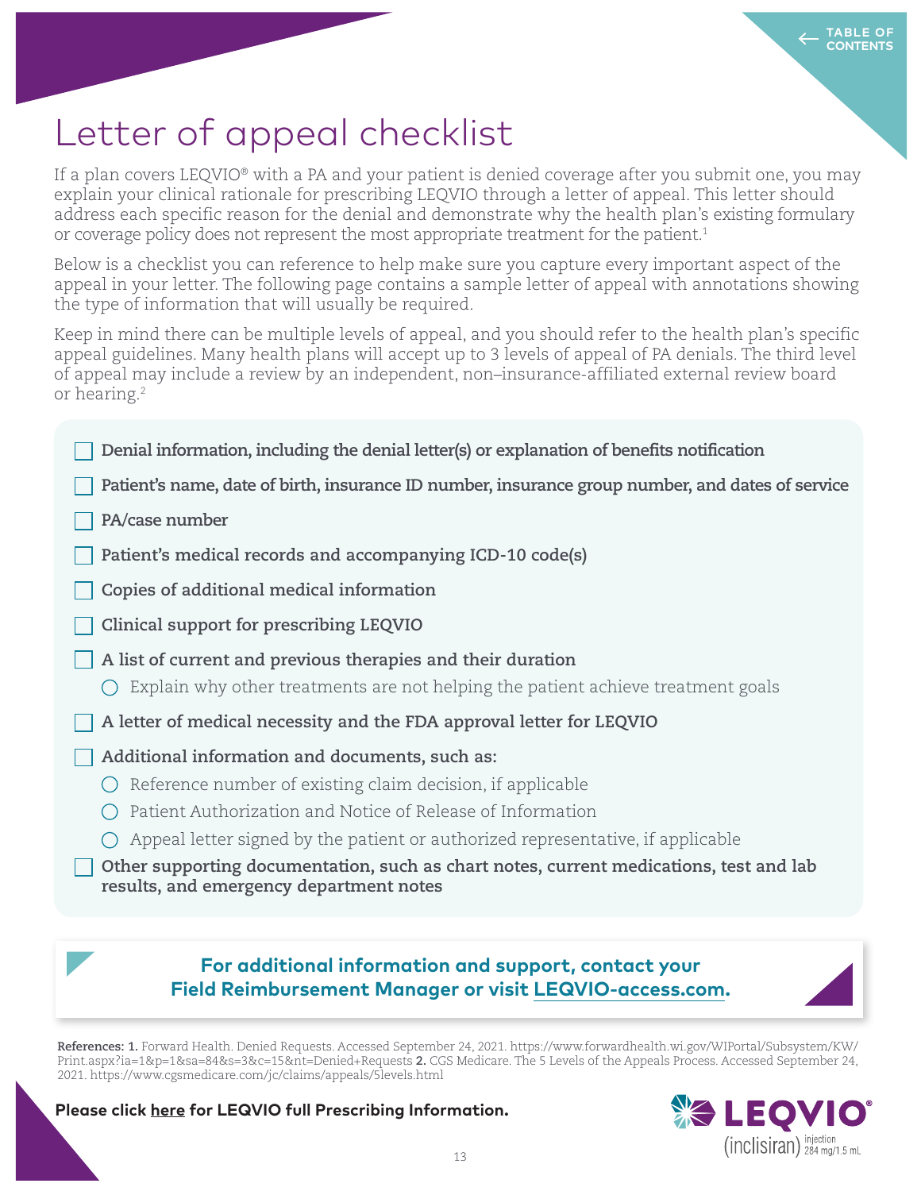# Letter of appeal checklist

If a plan covers LEQVIO® with a PA and your patient is denied coverage after you submit one, you may explain your clinical rationale for prescribing LEQVIO through a letter of appeal. This letter should address each specific reason for the denial and demonstrate why the health plan's existing formulary or coverage policy does not represent the most appropriate treatment for the patient.[1]

Below is a checklist you can reference to help make sure you capture every important aspect of the appeal in your letter. The following page contains a sample letter of appeal with annotations showing the type of information that will usually be required.

Keep in mind there can be multiple levels of appeal, and you should refer to the health plan's specific appeal guidelines. Many health plans will accept up to 3 levels of appeal of PA denials. The third level of appeal may include a review by an independent, non–insurance-affiliated external review board or hearing.[2]

- [ ] **Denial information, including the denial letter(s) or explanation of benefits notification**
- [ ] **Patient's name, date of birth, insurance ID number, insurance group number, and dates of service**
- [ ] **PA/case number**
- [ ] **Patient's medical records and accompanying ICD-10 code(s)**
- [ ] **Copies of additional medical information**
- [ ] **Clinical support for prescribing LEQVIO**
- [ ] **A list of current and previous therapies and their duration**
  - Explain why other treatments are not helping the patient achieve treatment goals
- [ ] **A letter of medical necessity and the FDA approval letter for LEQVIO**
- [ ] **Additional information and documents, such as:**
  - Reference number of existing claim decision, if applicable
  - Patient Authorization and Notice of Release of Information
  - Appeal letter signed by the patient or authorized representative, if applicable
- [ ] **Other supporting documentation, such as chart notes, current medications, test and lab results, and emergency department notes**

**For additional information and support, contact your Field Reimbursement Manager or visit LEQVIO-access.com.**

**References: 1.** Forward Health. Denied Requests. Accessed September 24, 2021. https://www.forwardhealth.wi.gov/WIPortal/Subsystem/KW/Print.aspx?ia=1&p=1&sa=84&s=3&c=15&nt=Denied+Requests **2.** CGS Medicare. The 5 Levels of the Appeals Process. Accessed September 24, 2021. https://www.cgsmedicare.com/jc/claims/appeals/5levels.html

**Please click here for LEQVIO full Prescribing Information.**

LEQVIO® (inclisiran) injection 284 mg/1.5 mL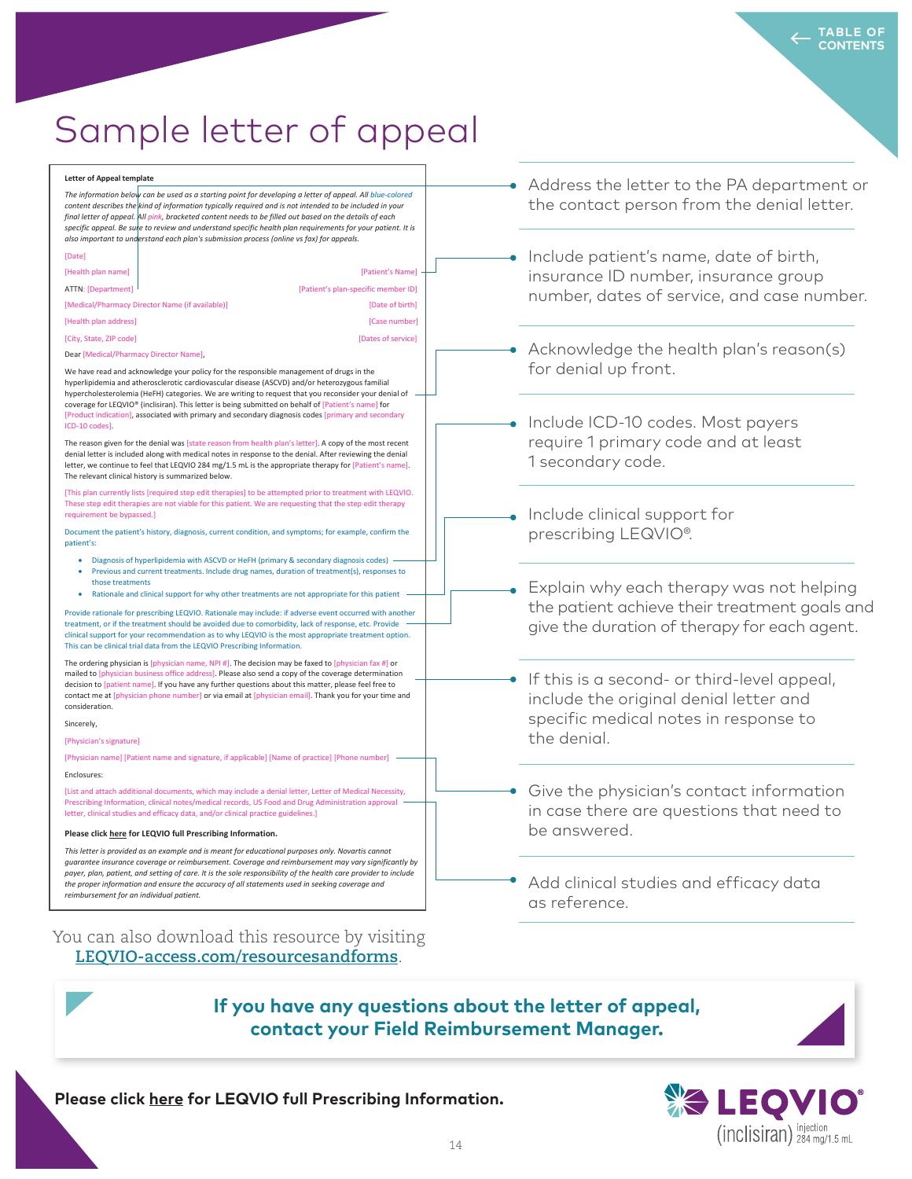# Sample letter of appeal

**Letter of Appeal template**

*The information below can be used as a starting point for developing a letter of appeal. All blue-colored content describes the kind of information typically required and is not intended to be included in your final letter of appeal. All pink, bracketed content needs to be filled out based on the details of each specific appeal. Be sure to review and understand specific health plan requirements for your patient. It is also important to understand each plan's submission process (online vs fax) for appeals.*

[Date]

[Health plan name]
ATTN: [Department]
[Medical/Pharmacy Director Name (if available)]
[Health plan address]
[City, State, ZIP code]

[Patient's Name]
[Patient's plan-specific member ID]
[Date of birth]
[Case number]
[Dates of service]

Dear [Medical/Pharmacy Director Name],

We have read and acknowledge your policy for the responsible management of drugs in the hyperlipidemia and atherosclerotic cardiovascular disease (ASCVD) and/or heterozygous familial hypercholesterolemia (HeFH) categories. We are writing to request that you reconsider your denial of coverage for LEQVIO® (inclisiran). This letter is being submitted on behalf of [Patient's name] for [Product indication], associated with primary and secondary diagnosis codes [primary and secondary ICD-10 codes].

The reason given for the denial was [state reason from health plan's letter]. A copy of the most recent denial letter is included along with medical notes in response to the denial. After reviewing the denial letter, we continue to feel that LEQVIO 284 mg/1.5 mL is the appropriate therapy for [Patient's name]. The relevant clinical history is summarized below.

[This plan currently lists [required step edit therapies] to be attempted prior to treatment with LEQVIO. These step edit therapies are not viable for this patient. We are requesting that the step edit therapy requirement be bypassed.]

Document the patient's history, diagnosis, current condition, and symptoms; for example, confirm the patient's:

- Diagnosis of hyperlipidemia with ASCVD or HeFH (primary & secondary diagnosis codes)
- Previous and current treatments. Include drug names, duration of treatment(s), responses to those treatments
- Rationale and clinical support for why other treatments are not appropriate for this patient

Provide rationale for prescribing LEQVIO. Rationale may include: if adverse event occurred with another treatment, or if the treatment should be avoided due to comorbidity, lack of response, etc. Provide clinical support for your recommendation as to why LEQVIO is the most appropriate treatment option. This can be clinical trial data from the LEQVIO Prescribing Information.

The ordering physician is [physician name, NPI #]. The decision may be faxed to [physician fax #] or mailed to [physician business office address]. Please also send a copy of the coverage determination decision to [patient name]. If you have any further questions about this matter, please feel free to contact me at [physician phone number] or via email at [physician email]. Thank you for your time and consideration.

Sincerely,

[Physician's signature]

[Physician name] [Patient name and signature, if applicable] [Name of practice] [Phone number]

Enclosures:

[List and attach additional documents, which may include a denial letter, Letter of Medical Necessity, Prescribing Information, clinical notes/medical records, US Food and Drug Administration approval letter, clinical studies and efficacy data, and/or clinical practice guidelines.]

**Please click here for LEQVIO full Prescribing Information.**

*This letter is provided as an example and is meant for educational purposes only. Novartis cannot guarantee insurance coverage or reimbursement. Coverage and reimbursement may vary significantly by payer, plan, patient, and setting of care. It is the sole responsibility of the health care provider to include the proper information and ensure the accuracy of all statements used in seeking coverage and reimbursement for an individual patient.*

- Address the letter to the PA department or the contact person from the denial letter.
- Include patient's name, date of birth, insurance ID number, insurance group number, dates of service, and case number.
- Acknowledge the health plan's reason(s) for denial up front.
- Include ICD-10 codes. Most payers require 1 primary code and at least 1 secondary code.
- Include clinical support for prescribing LEQVIO®.
- Explain why each therapy was not helping the patient achieve their treatment goals and give the duration of therapy for each agent.
- If this is a second- or third-level appeal, include the original denial letter and specific medical notes in response to the denial.
- Give the physician's contact information in case there are questions that need to be answered.
- Add clinical studies and efficacy data as reference.

You can also download this resource by visiting [LEQVIO-access.com/resourcesandforms](LEQVIO-access.com/resourcesandforms).

**If you have any questions about the letter of appeal, contact your Field Reimbursement Manager.**

**Please click here for LEQVIO full Prescribing Information.**

LEQVIO® (inclisiran) injection 284 mg/1.5 mL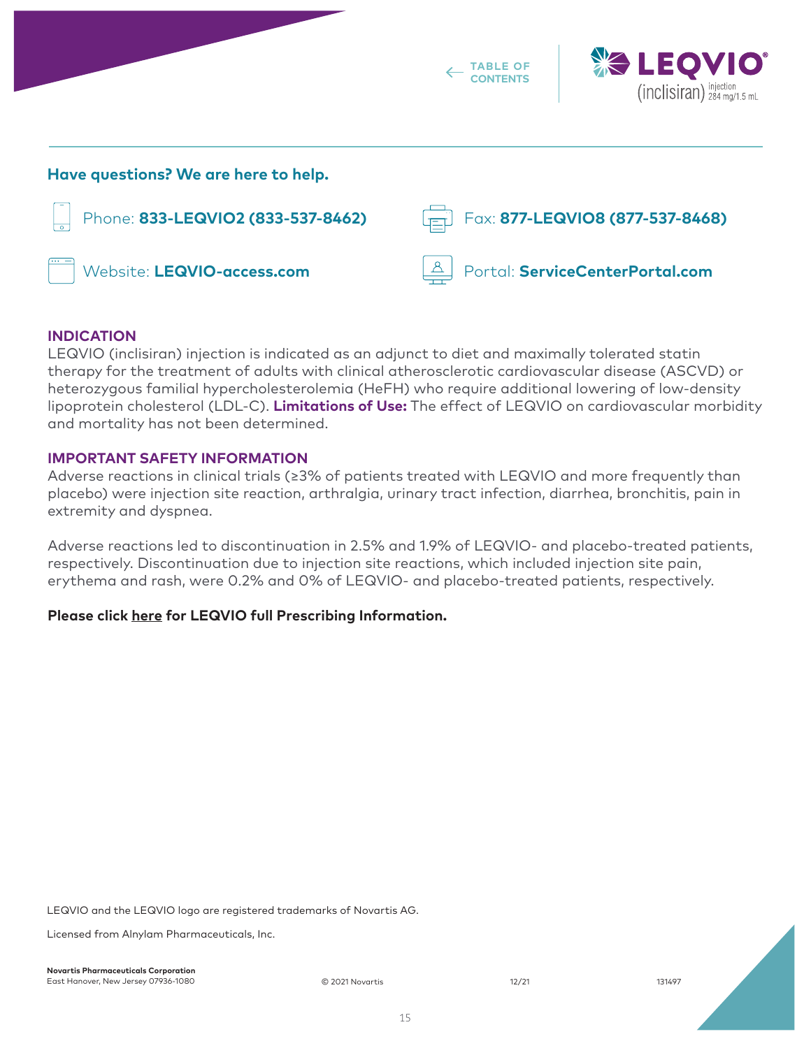## Have questions? We are here to help.

Phone: **833-LEQVIO2 (833-537-8462)**

Fax: **877-LEQVIO8 (877-537-8468)**

Website: **LEQVIO-access.com**

Portal: **ServiceCenterPortal.com**

### INDICATION

LEQVIO (inclisiran) injection is indicated as an adjunct to diet and maximally tolerated statin therapy for the treatment of adults with clinical atherosclerotic cardiovascular disease (ASCVD) or heterozygous familial hypercholesterolemia (HeFH) who require additional lowering of low-density lipoprotein cholesterol (LDL-C). **Limitations of Use:** The effect of LEQVIO on cardiovascular morbidity and mortality has not been determined.

### IMPORTANT SAFETY INFORMATION

Adverse reactions in clinical trials (≥3% of patients treated with LEQVIO and more frequently than placebo) were injection site reaction, arthralgia, urinary tract infection, diarrhea, bronchitis, pain in extremity and dyspnea.

Adverse reactions led to discontinuation in 2.5% and 1.9% of LEQVIO- and placebo-treated patients, respectively. Discontinuation due to injection site reactions, which included injection site pain, erythema and rash, were 0.2% and 0% of LEQVIO- and placebo-treated patients, respectively.

**Please click here for LEQVIO full Prescribing Information.**

LEQVIO and the LEQVIO logo are registered trademarks of Novartis AG.

Licensed from Alnylam Pharmaceuticals, Inc.

**Novartis Pharmaceuticals Corporation**
East Hanover, New Jersey 07936-1080

© 2021 Novartis 12/21 131497